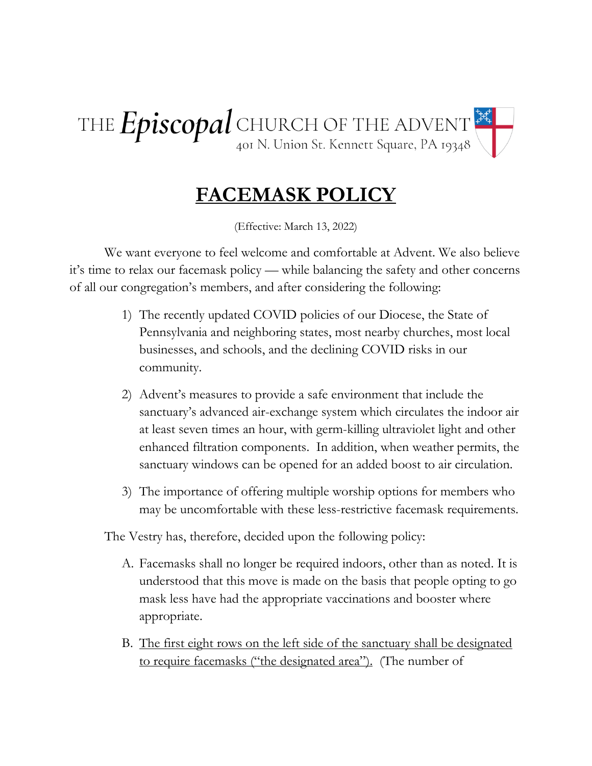THE *Episcopal* CHURCH OF THE ADVENT
401 N. Union St. Kennett Square, PA 19348

# FACEMASK POLICY

(Effective: March 13, 2022)

We want everyone to feel welcome and comfortable at Advent. We also believe it's time to relax our facemask policy — while balancing the safety and other concerns of all our congregation's members, and after considering the following:

1) The recently updated COVID policies of our Diocese, the State of Pennsylvania and neighboring states, most nearby churches, most local businesses, and schools, and the declining COVID risks in our community.

2) Advent's measures to provide a safe environment that include the sanctuary's advanced air-exchange system which circulates the indoor air at least seven times an hour, with germ-killing ultraviolet light and other enhanced filtration components. In addition, when weather permits, the sanctuary windows can be opened for an added boost to air circulation.

3) The importance of offering multiple worship options for members who may be uncomfortable with these less-restrictive facemask requirements.

The Vestry has, therefore, decided upon the following policy:

A. Facemasks shall no longer be required indoors, other than as noted. It is understood that this move is made on the basis that people opting to go mask less have had the appropriate vaccinations and booster where appropriate.

B. <u>The first eight rows on the left side of the sanctuary shall be designated to require facemasks ("the designated area").</u> (The number of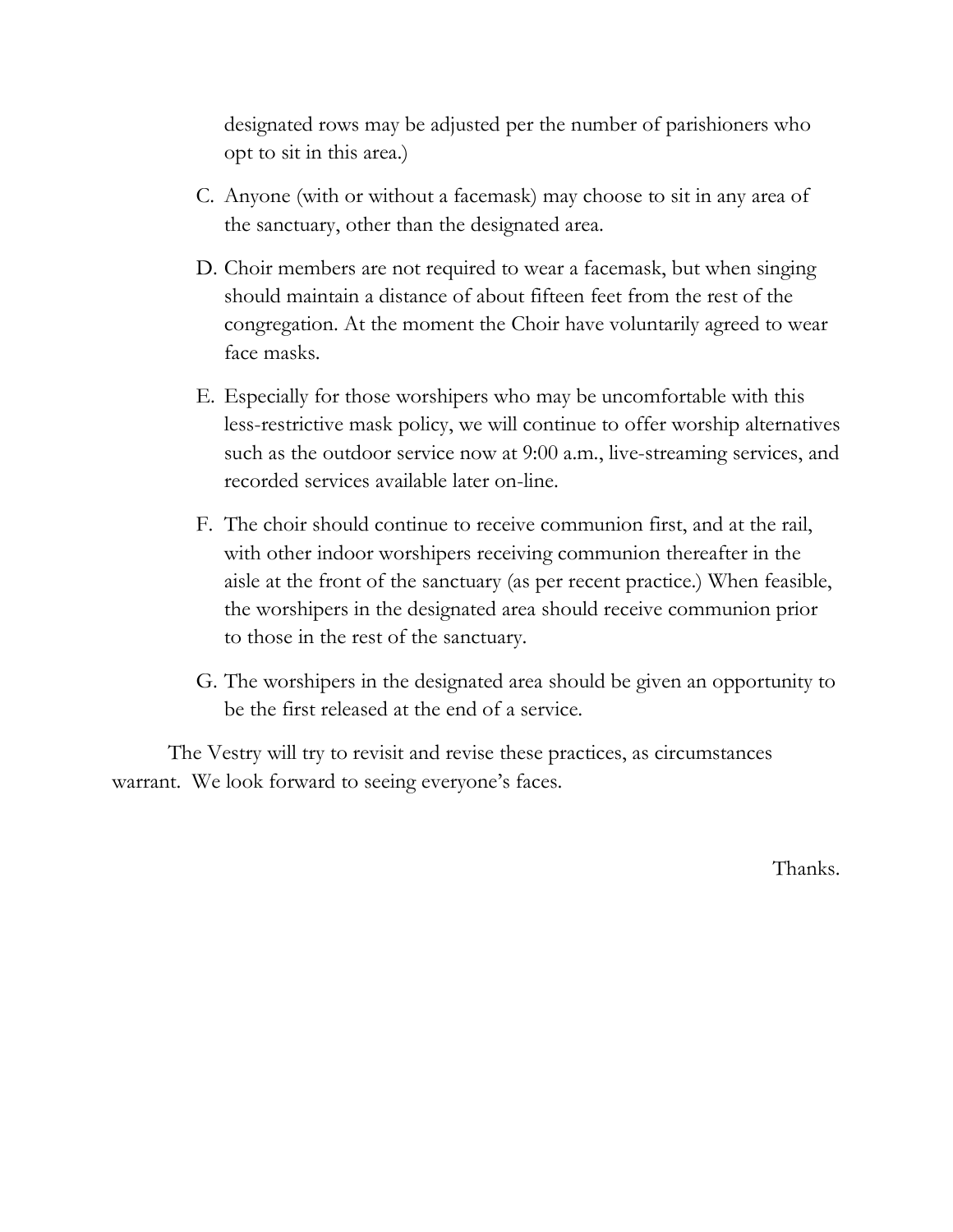designated rows may be adjusted per the number of parishioners who opt to sit in this area.)

C. Anyone (with or without a facemask) may choose to sit in any area of the sanctuary, other than the designated area.

D. Choir members are not required to wear a facemask, but when singing should maintain a distance of about fifteen feet from the rest of the congregation. At the moment the Choir have voluntarily agreed to wear face masks.

E. Especially for those worshipers who may be uncomfortable with this less-restrictive mask policy, we will continue to offer worship alternatives such as the outdoor service now at 9:00 a.m., live-streaming services, and recorded services available later on-line.

F. The choir should continue to receive communion first, and at the rail, with other indoor worshipers receiving communion thereafter in the aisle at the front of the sanctuary (as per recent practice.) When feasible, the worshipers in the designated area should receive communion prior to those in the rest of the sanctuary.

G. The worshipers in the designated area should be given an opportunity to be the first released at the end of a service.

The Vestry will try to revisit and revise these practices, as circumstances warrant. We look forward to seeing everyone's faces.

Thanks.